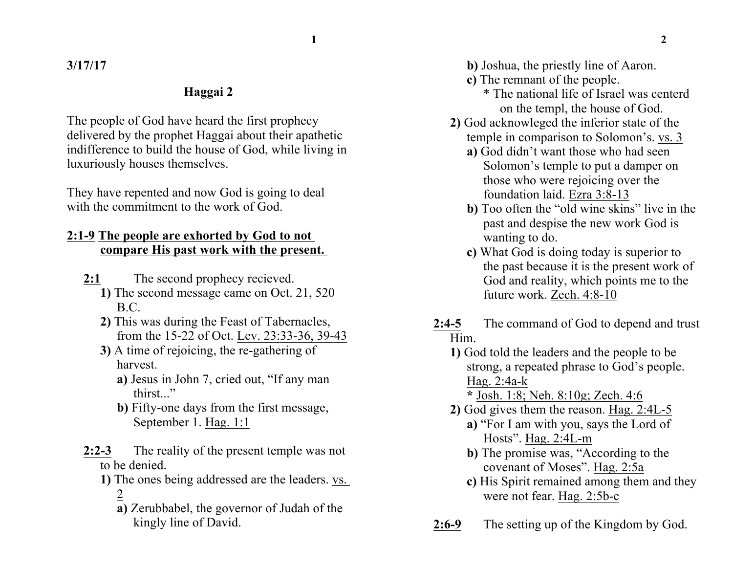3/17/17

## Haggai 2

The people of God have heard the first prophecy delivered by the prophet Haggai about their apathetic indifference to build the house of God, while living in luxuriously houses themselves.

They have repented and now God is going to deal with the commitment to the work of God.

**2:1-9 The people are exhorted by God to not compare His past work with the present.**

**2:1** The second prophecy recieved.

- **1)** The second message came on Oct. 21, 520 B.C.
- **2)** This was during the Feast of Tabernacles, from the 15-22 of Oct. Lev. 23:33-36, 39-43
- **3)** A time of rejoicing, the re-gathering of harvest.
  - **a)** Jesus in John 7, cried out, “If any man thirst...”
  - **b)** Fifty-one days from the first message, September 1. Hag. 1:1

**2:2-3** The reality of the present temple was not to be denied.

- **1)** The ones being addressed are the leaders. vs. 2
  - **a)** Zerubbabel, the governor of Judah of the kingly line of David.
  - **b)** Joshua, the priestly line of Aaron.
  - **c)** The remnant of the people.
    - * The national life of Israel was centerd on the templ, the house of God.
- **2)** God acknowleged the inferior state of the temple in comparison to Solomon’s. vs. 3
  - **a)** God didn’t want those who had seen Solomon’s temple to put a damper on those who were rejoicing over the foundation laid. Ezra 3:8-13
  - **b)** Too often the “old wine skins” live in the past and despise the new work God is wanting to do.
  - **c)** What God is doing today is superior to the past because it is the present work of God and reality, which points me to the future work. Zech. 4:8-10

**2:4-5** The command of God to depend and trust Him.

- **1)** God told the leaders and the people to be strong, a repeated phrase to God’s people. Hag. 2:4a-k
  - **\*** Josh. 1:8; Neh. 8:10g; Zech. 4:6
- **2)** God gives them the reason. Hag. 2:4L-5
  - **a)** “For I am with you, says the Lord of Hosts”. Hag. 2:4L-m
  - **b)** The promise was, “According to the covenant of Moses”. Hag. 2:5a
  - **c)** His Spirit remained among them and they were not fear. Hag. 2:5b-c

**2:6-9** The setting up of the Kingdom by God.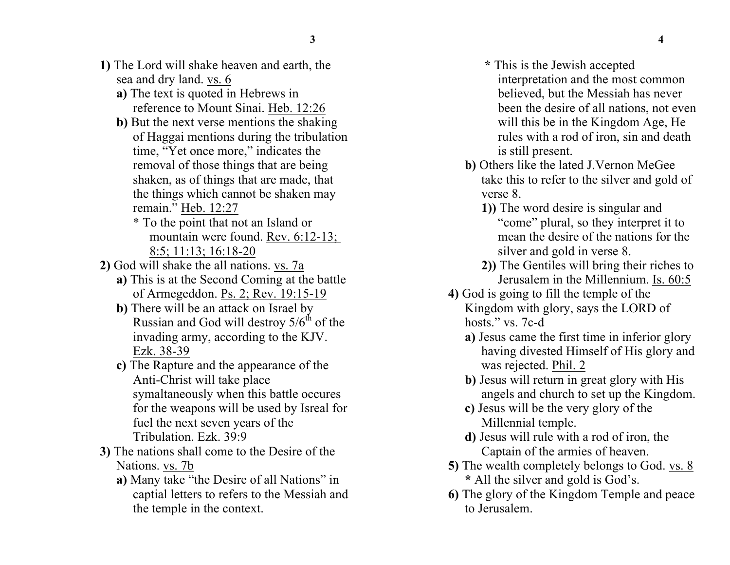**1)** The Lord will shake heaven and earth, the sea and dry land. vs. 6

- **a)** The text is quoted in Hebrews in reference to Mount Sinai. Heb. 12:26
- **b)** But the next verse mentions the shaking of Haggai mentions during the tribulation time, "Yet once more," indicates the removal of those things that are being shaken, as of things that are made, that the things which cannot be shaken may remain." Heb. 12:27
  - * To the point that not an Island or mountain were found. Rev. 6:12-13; 8:5; 11:13; 16:18-20

**2)** God will shake the all nations. vs. 7a

- **a)** This is at the Second Coming at the battle of Armegeddon. Ps. 2; Rev. 19:15-19
- **b)** There will be an attack on Israel by Russian and God will destroy 5/6th of the invading army, according to the KJV. Ezk. 38-39
- **c)** The Rapture and the appearance of the Anti-Christ will take place symaltaneously when this battle occures for the weapons will be used by Isreal for fuel the next seven years of the Tribulation. Ezk. 39:9

**3)** The nations shall come to the Desire of the Nations. vs. 7b

- **a)** Many take "the Desire of all Nations" in captial letters to refers to the Messiah and the temple in the context.
  - **\*** This is the Jewish accepted interpretation and the most common believed, but the Messiah has never been the desire of all nations, not even will this be in the Kingdom Age, He rules with a rod of iron, sin and death is still present.
- **b)** Others like the lated J.Vernon MeGee take this to refer to the silver and gold of verse 8.
  - **1))** The word desire is singular and "come" plural, so they interpret it to mean the desire of the nations for the silver and gold in verse 8.
  - **2))** The Gentiles will bring their riches to Jerusalem in the Millennium. Is. 60:5

**4)** God is going to fill the temple of the Kingdom with glory, says the LORD of hosts." vs. 7c-d

- **a)** Jesus came the first time in inferior glory having divested Himself of His glory and was rejected. Phil. 2
- **b)** Jesus will return in great glory with His angels and church to set up the Kingdom.
- **c)** Jesus will be the very glory of the Millennial temple.
- **d)** Jesus will rule with a rod of iron, the Captain of the armies of heaven.

**5)** The wealth completely belongs to God. vs. 8

- **\*** All the silver and gold is God's.

**6)** The glory of the Kingdom Temple and peace to Jerusalem.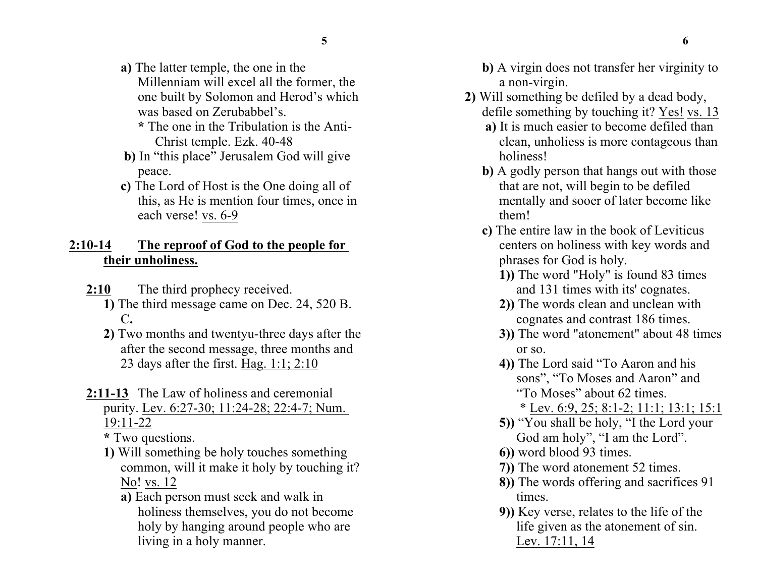**a)** The latter temple, the one in the Millenniam will excel all the former, the one built by Solomon and Herod's which was based on Zerubabbel's.

**\*** The one in the Tribulation is the Anti-Christ temple. Ezk. 40-48

**b)** In "this place" Jerusalem God will give peace.

**c)** The Lord of Host is the One doing all of this, as He is mention four times, once in each verse! vs. 6-9

## 2:10-14 The reproof of God to the people for their unholiness.

**2:10** The third prophecy received.

**1)** The third message came on Dec. 24, 520 B. C**.**

**2)** Two months and twentyu-three days after the after the second message, three months and 23 days after the first. Hag. 1:1; 2:10

**2:11-13** The Law of holiness and ceremonial purity. Lev. 6:27-30; 11:24-28; 22:4-7; Num. 19:11-22

**\*** Two questions.

**1)** Will something be holy touches something common, will it make it holy by touching it? No! vs. 12

**a)** Each person must seek and walk in holiness themselves, you do not become holy by hanging around people who are living in a holy manner.

**b)** A virgin does not transfer her virginity to a non-virgin.

**2)** Will something be defiled by a dead body, defile something by touching it? Yes! vs. 13

**a)** It is much easier to become defiled than clean, unholiess is more contageous than holiness!

**b)** A godly person that hangs out with those that are not, will begin to be defiled mentally and sooer of later become like them!

**c)** The entire law in the book of Leviticus centers on holiness with key words and phrases for God is holy.

**1))** The word "Holy" is found 83 times and 131 times with its' cognates.

**2))** The words clean and unclean with cognates and contrast 186 times.

**3))** The word "atonement" about 48 times or so.

**4))** The Lord said "To Aaron and his sons", "To Moses and Aaron" and "To Moses" about 62 times.

\* Lev. 6:9, 25; 8:1-2; 11:1; 13:1; 15:1

**5))** "You shall be holy, "I the Lord your God am holy", "I am the Lord".

**6))** word blood 93 times.

**7))** The word atonement 52 times.

**8))** The words offering and sacrifices 91 times.

**9))** Key verse, relates to the life of the life given as the atonement of sin. Lev. 17:11, 14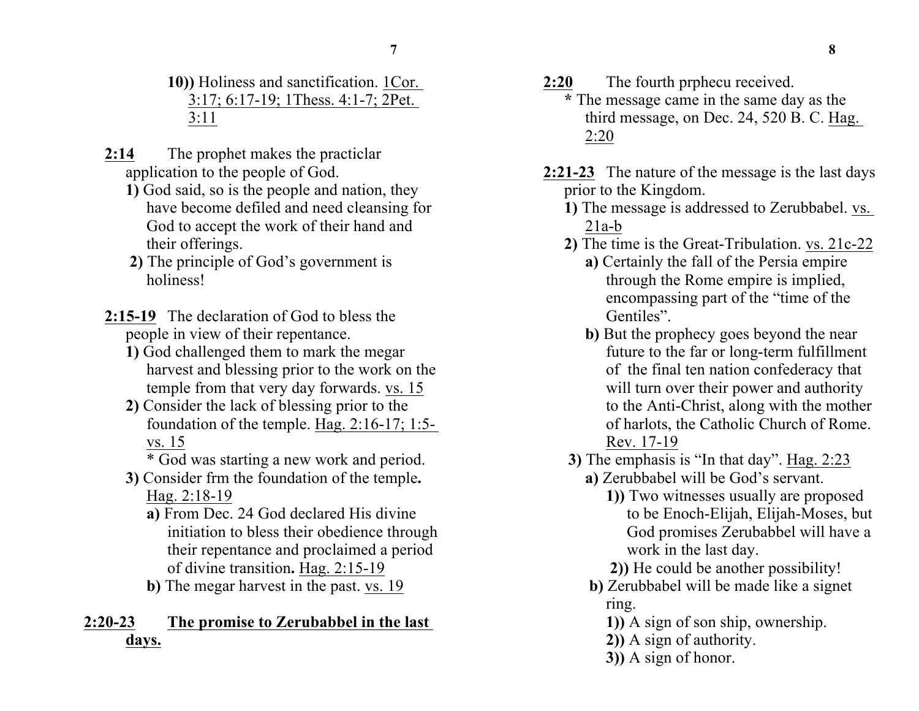10)) Holiness and sanctification. 1Cor. 3:17; 6:17-19; 1Thess. 4:1-7; 2Pet. 3:11

**2:14** The prophet makes the practiclar application to the people of God.

**1)** God said, so is the people and nation, they have become defiled and need cleansing for God to accept the work of their hand and their offerings.

**2)** The principle of God's government is holiness!

**2:15-19** The declaration of God to bless the people in view of their repentance.

**1)** God challenged them to mark the megar harvest and blessing prior to the work on the temple from that very day forwards. vs. 15

**2)** Consider the lack of blessing prior to the foundation of the temple. Hag. 2:16-17; 1:5- vs. 15

* God was starting a new work and period.

**3)** Consider frm the foundation of the temple**.** Hag. 2:18-19

**a)** From Dec. 24 God declared His divine initiation to bless their obedience through their repentance and proclaimed a period of divine transition**.** Hag. 2:15-19

**b)** The megar harvest in the past. vs. 19

**2:20-23** **The promise to Zerubabbel in the last days.**

**2:20** The fourth prphecu received.

**\*** The message came in the same day as the third message, on Dec. 24, 520 B. C. Hag. 2:20

**2:21-23** The nature of the message is the last days prior to the Kingdom.

**1)** The message is addressed to Zerubbabel. vs. 21a-b

**2)** The time is the Great-Tribulation. vs. 21c-22

**a)** Certainly the fall of the Persia empire through the Rome empire is implied, encompassing part of the "time of the Gentiles".

**b)** But the prophecy goes beyond the near future to the far or long-term fulfillment of the final ten nation confederacy that will turn over their power and authority to the Anti-Christ, along with the mother of harlots, the Catholic Church of Rome. Rev. 17-19

**3)** The emphasis is "In that day". Hag. 2:23

**a)** Zerubbabel will be God's servant.

**1))** Two witnesses usually are proposed to be Enoch-Elijah, Elijah-Moses, but God promises Zerubabbel will have a work in the last day.

**2))** He could be another possibility!

**b)** Zerubbabel will be made like a signet ring.

**1))** A sign of son ship, ownership.

**2))** A sign of authority.

**3))** A sign of honor.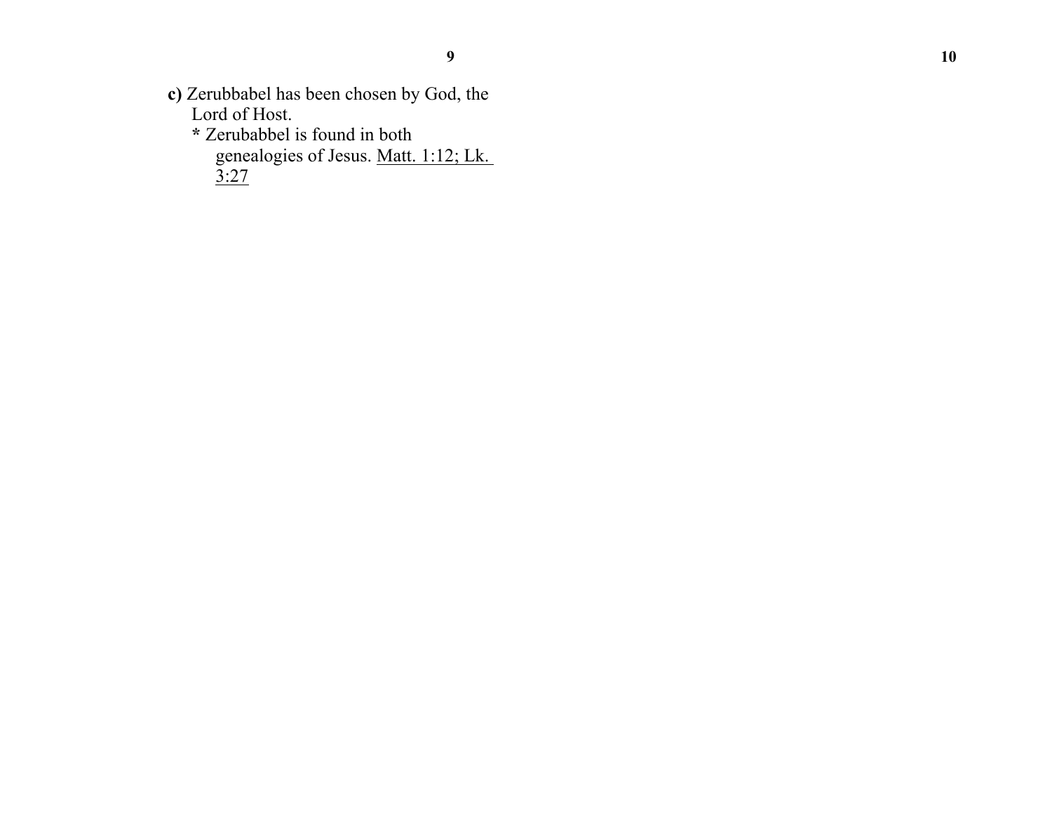**c)** Zerubbabel has been chosen by God, the Lord of Host.

  **\*** Zerubabbel is found in both genealogies of Jesus. Matt. 1:12; Lk. 3:27